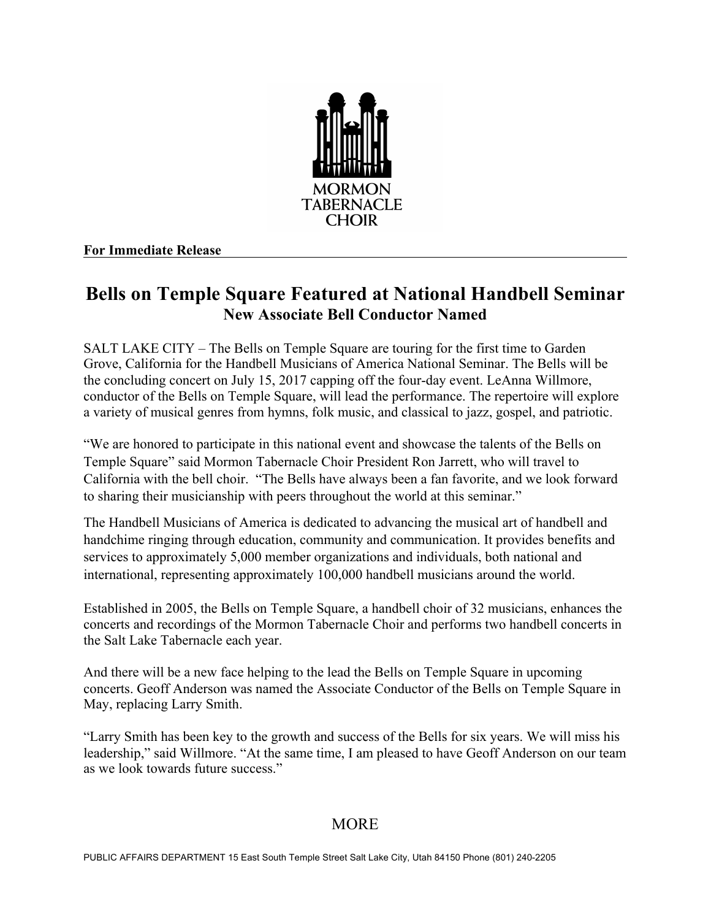MORMON
TABERNACLE
CHOIR

**For Immediate Release**

# Bells on Temple Square Featured at National Handbell Seminar

## New Associate Bell Conductor Named

SALT LAKE CITY – The Bells on Temple Square are touring for the first time to Garden Grove, California for the Handbell Musicians of America National Seminar. The Bells will be the concluding concert on July 15, 2017 capping off the four-day event. LeAnna Willmore, conductor of the Bells on Temple Square, will lead the performance. The repertoire will explore a variety of musical genres from hymns, folk music, and classical to jazz, gospel, and patriotic.

"We are honored to participate in this national event and showcase the talents of the Bells on Temple Square" said Mormon Tabernacle Choir President Ron Jarrett, who will travel to California with the bell choir. "The Bells have always been a fan favorite, and we look forward to sharing their musicianship with peers throughout the world at this seminar."

The Handbell Musicians of America is dedicated to advancing the musical art of handbell and handchime ringing through education, community and communication. It provides benefits and services to approximately 5,000 member organizations and individuals, both national and international, representing approximately 100,000 handbell musicians around the world.

Established in 2005, the Bells on Temple Square, a handbell choir of 32 musicians, enhances the concerts and recordings of the Mormon Tabernacle Choir and performs two handbell concerts in the Salt Lake Tabernacle each year.

And there will be a new face helping to the lead the Bells on Temple Square in upcoming concerts. Geoff Anderson was named the Associate Conductor of the Bells on Temple Square in May, replacing Larry Smith.

"Larry Smith has been key to the growth and success of the Bells for six years. We will miss his leadership," said Willmore. "At the same time, I am pleased to have Geoff Anderson on our team as we look towards future success."

MORE

PUBLIC AFFAIRS DEPARTMENT 15 East South Temple Street Salt Lake City, Utah 84150 Phone (801) 240-2205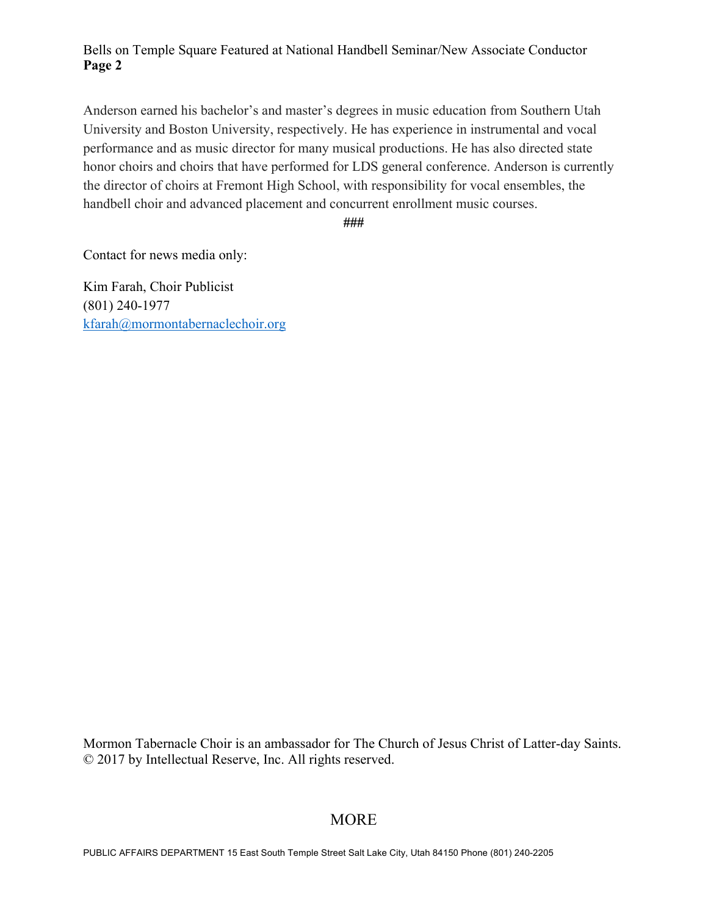Anderson earned his bachelor's and master's degrees in music education from Southern Utah University and Boston University, respectively. He has experience in instrumental and vocal performance and as music director for many musical productions. He has also directed state honor choirs and choirs that have performed for LDS general conference. Anderson is currently the director of choirs at Fremont High School, with responsibility for vocal ensembles, the handbell choir and advanced placement and concurrent enrollment music courses.

###

Contact for news media only:

Kim Farah, Choir Publicist
(801) 240-1977
kfarah@mormontabernaclechoir.org

Mormon Tabernacle Choir is an ambassador for The Church of Jesus Christ of Latter-day Saints.
© 2017 by Intellectual Reserve, Inc. All rights reserved.

MORE

PUBLIC AFFAIRS DEPARTMENT 15 East South Temple Street Salt Lake City, Utah 84150 Phone (801) 240-2205